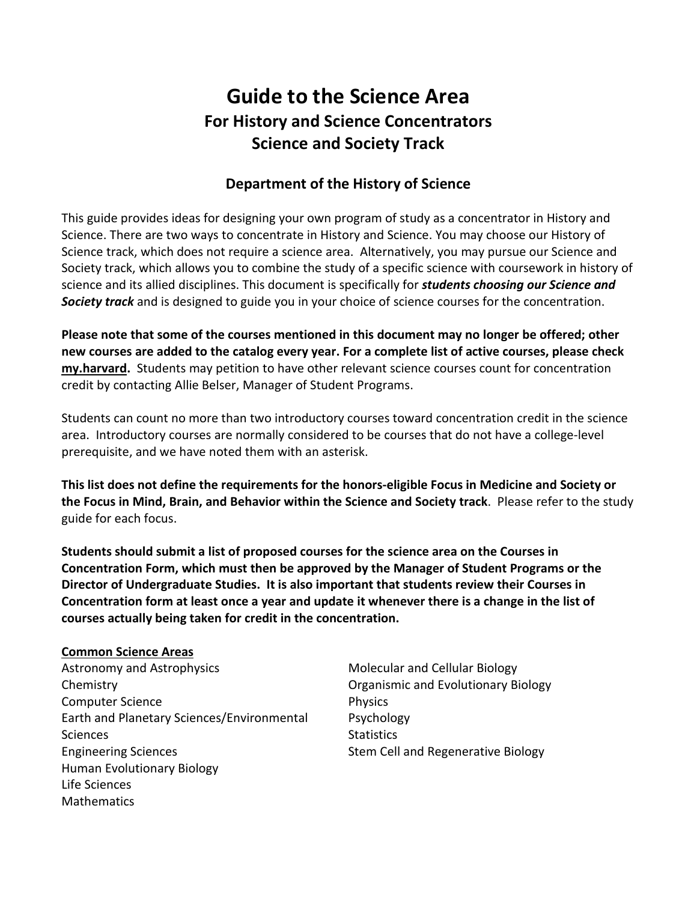# Guide to the Science Area

## For History and Science Concentrators

## Science and Society Track

### Department of the History of Science

This guide provides ideas for designing your own program of study as a concentrator in History and Science. There are two ways to concentrate in History and Science. You may choose our History of Science track, which does not require a science area. Alternatively, you may pursue our Science and Society track, which allows you to combine the study of a specific science with coursework in history of science and its allied disciplines. This document is specifically for ***students choosing our Science and Society track*** and is designed to guide you in your choice of science courses for the concentration.

**Please note that some of the courses mentioned in this document may no longer be offered; other new courses are added to the catalog every year. For a complete list of active courses, please check my.harvard.** Students may petition to have other relevant science courses count for concentration credit by contacting Allie Belser, Manager of Student Programs.

Students can count no more than two introductory courses toward concentration credit in the science area. Introductory courses are normally considered to be courses that do not have a college-level prerequisite, and we have noted them with an asterisk.

**This list does not define the requirements for the honors-eligible Focus in Medicine and Society or the Focus in Mind, Brain, and Behavior within the Science and Society track**. Please refer to the study guide for each focus.

**Students should submit a list of proposed courses for the science area on the Courses in Concentration Form, which must then be approved by the Manager of Student Programs or the Director of Undergraduate Studies. It is also important that students review their Courses in Concentration form at least once a year and update it whenever there is a change in the list of courses actually being taken for credit in the concentration.**

**Common Science Areas**

Astronomy and Astrophysics
Chemistry
Computer Science
Earth and Planetary Sciences/Environmental Sciences
Engineering Sciences
Human Evolutionary Biology
Life Sciences
Mathematics
Molecular and Cellular Biology
Organismic and Evolutionary Biology
Physics
Psychology
Statistics
Stem Cell and Regenerative Biology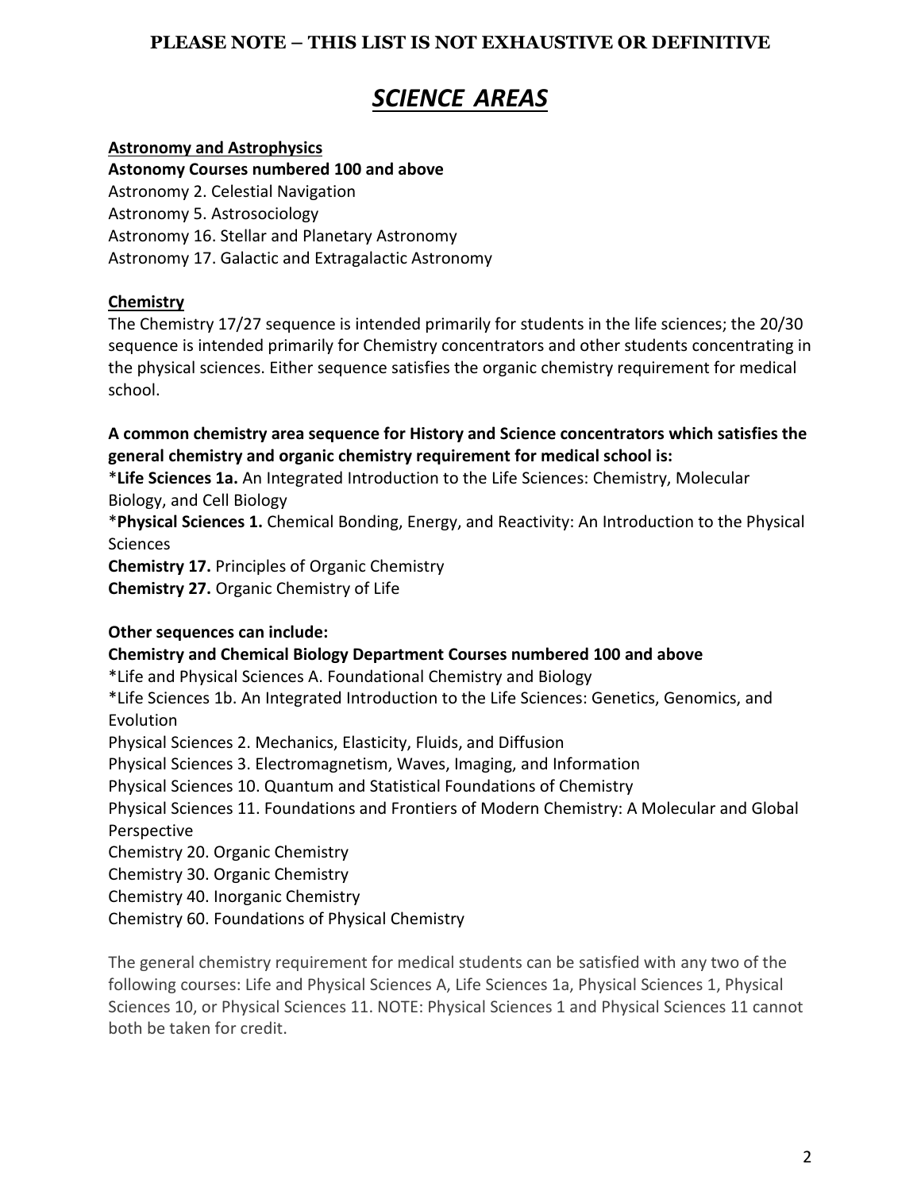**PLEASE NOTE – THIS LIST IS NOT EXHAUSTIVE OR DEFINITIVE**

# *SCIENCE AREAS*

**Astronomy and Astrophysics**

**Astonomy Courses numbered 100 and above**

Astronomy 2. Celestial Navigation

Astronomy 5. Astrosociology

Astronomy 16. Stellar and Planetary Astronomy

Astronomy 17. Galactic and Extragalactic Astronomy

**Chemistry**

The Chemistry 17/27 sequence is intended primarily for students in the life sciences; the 20/30 sequence is intended primarily for Chemistry concentrators and other students concentrating in the physical sciences. Either sequence satisfies the organic chemistry requirement for medical school.

**A common chemistry area sequence for History and Science concentrators which satisfies the general chemistry and organic chemistry requirement for medical school is:**

*__Life Sciences 1a.__ An Integrated Introduction to the Life Sciences: Chemistry, Molecular Biology, and Cell Biology

*__Physical Sciences 1.__ Chemical Bonding, Energy, and Reactivity: An Introduction to the Physical Sciences

**Chemistry 17.** Principles of Organic Chemistry

**Chemistry 27.** Organic Chemistry of Life

**Other sequences can include:**

**Chemistry and Chemical Biology Department Courses numbered 100 and above**

*Life and Physical Sciences A. Foundational Chemistry and Biology

*Life Sciences 1b. An Integrated Introduction to the Life Sciences: Genetics, Genomics, and Evolution

Physical Sciences 2. Mechanics, Elasticity, Fluids, and Diffusion

Physical Sciences 3. Electromagnetism, Waves, Imaging, and Information

Physical Sciences 10. Quantum and Statistical Foundations of Chemistry

Physical Sciences 11. Foundations and Frontiers of Modern Chemistry: A Molecular and Global Perspective

Chemistry 20. Organic Chemistry

Chemistry 30. Organic Chemistry

Chemistry 40. Inorganic Chemistry

Chemistry 60. Foundations of Physical Chemistry

The general chemistry requirement for medical students can be satisfied with any two of the following courses: Life and Physical Sciences A, Life Sciences 1a, Physical Sciences 1, Physical Sciences 10, or Physical Sciences 11. NOTE: Physical Sciences 1 and Physical Sciences 11 cannot both be taken for credit.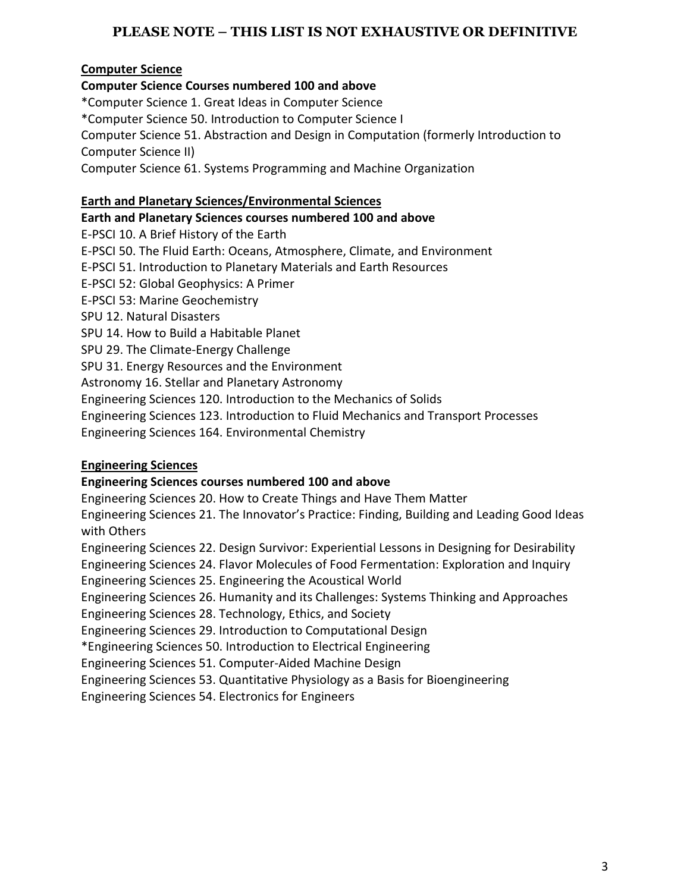**PLEASE NOTE – THIS LIST IS NOT EXHAUSTIVE OR DEFINITIVE**

**Computer Science**

**Computer Science Courses numbered 100 and above**

*Computer Science 1. Great Ideas in Computer Science
*Computer Science 50. Introduction to Computer Science I
Computer Science 51. Abstraction and Design in Computation (formerly Introduction to Computer Science II)
Computer Science 61. Systems Programming and Machine Organization

**Earth and Planetary Sciences/Environmental Sciences**

**Earth and Planetary Sciences courses numbered 100 and above**

E-PSCI 10. A Brief History of the Earth
E-PSCI 50. The Fluid Earth: Oceans, Atmosphere, Climate, and Environment
E-PSCI 51. Introduction to Planetary Materials and Earth Resources
E-PSCI 52: Global Geophysics: A Primer
E-PSCI 53: Marine Geochemistry
SPU 12. Natural Disasters
SPU 14. How to Build a Habitable Planet
SPU 29. The Climate-Energy Challenge
SPU 31. Energy Resources and the Environment
Astronomy 16. Stellar and Planetary Astronomy
Engineering Sciences 120. Introduction to the Mechanics of Solids
Engineering Sciences 123. Introduction to Fluid Mechanics and Transport Processes
Engineering Sciences 164. Environmental Chemistry

**Engineering Sciences**

**Engineering Sciences courses numbered 100 and above**

Engineering Sciences 20. How to Create Things and Have Them Matter
Engineering Sciences 21. The Innovator's Practice: Finding, Building and Leading Good Ideas with Others
Engineering Sciences 22. Design Survivor: Experiential Lessons in Designing for Desirability
Engineering Sciences 24. Flavor Molecules of Food Fermentation: Exploration and Inquiry
Engineering Sciences 25. Engineering the Acoustical World
Engineering Sciences 26. Humanity and its Challenges: Systems Thinking and Approaches
Engineering Sciences 28. Technology, Ethics, and Society
Engineering Sciences 29. Introduction to Computational Design
*Engineering Sciences 50. Introduction to Electrical Engineering
Engineering Sciences 51. Computer-Aided Machine Design
Engineering Sciences 53. Quantitative Physiology as a Basis for Bioengineering
Engineering Sciences 54. Electronics for Engineers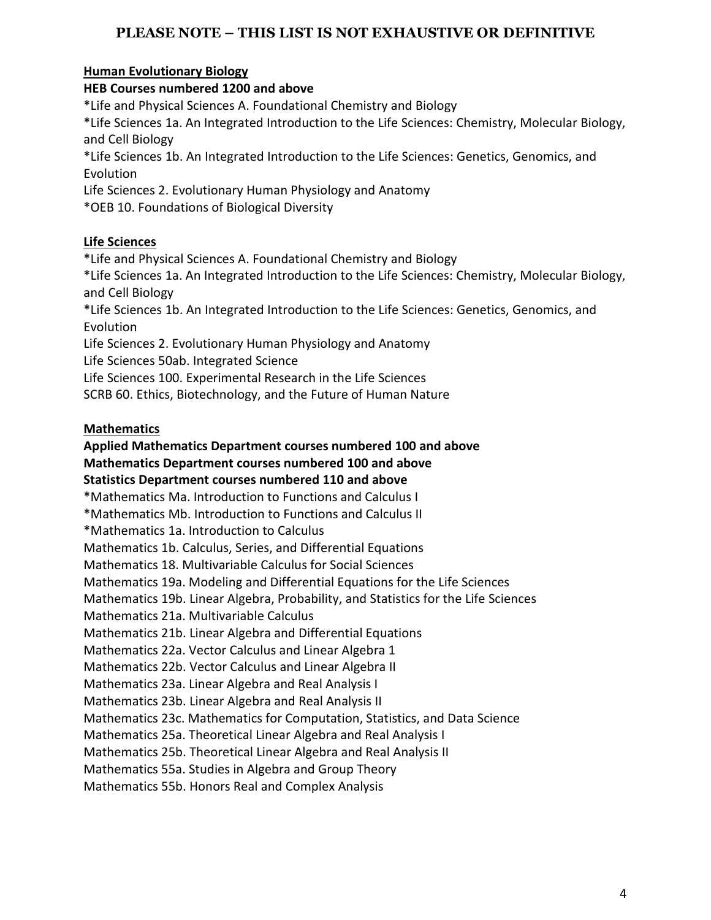**PLEASE NOTE – THIS LIST IS NOT EXHAUSTIVE OR DEFINITIVE**

**Human Evolutionary Biology**

**HEB Courses numbered 1200 and above**

*Life and Physical Sciences A. Foundational Chemistry and Biology
*Life Sciences 1a. An Integrated Introduction to the Life Sciences: Chemistry, Molecular Biology, and Cell Biology
*Life Sciences 1b. An Integrated Introduction to the Life Sciences: Genetics, Genomics, and Evolution
Life Sciences 2. Evolutionary Human Physiology and Anatomy
*OEB 10. Foundations of Biological Diversity

**Life Sciences**

*Life and Physical Sciences A. Foundational Chemistry and Biology
*Life Sciences 1a. An Integrated Introduction to the Life Sciences: Chemistry, Molecular Biology, and Cell Biology
*Life Sciences 1b. An Integrated Introduction to the Life Sciences: Genetics, Genomics, and Evolution
Life Sciences 2. Evolutionary Human Physiology and Anatomy
Life Sciences 50ab. Integrated Science
Life Sciences 100. Experimental Research in the Life Sciences
SCRB 60. Ethics, Biotechnology, and the Future of Human Nature

**Mathematics**

**Applied Mathematics Department courses numbered 100 and above**
**Mathematics Department courses numbered 100 and above**
**Statistics Department courses numbered 110 and above**

*Mathematics Ma. Introduction to Functions and Calculus I
*Mathematics Mb. Introduction to Functions and Calculus II
*Mathematics 1a. Introduction to Calculus
Mathematics 1b. Calculus, Series, and Differential Equations
Mathematics 18. Multivariable Calculus for Social Sciences
Mathematics 19a. Modeling and Differential Equations for the Life Sciences
Mathematics 19b. Linear Algebra, Probability, and Statistics for the Life Sciences
Mathematics 21a. Multivariable Calculus
Mathematics 21b. Linear Algebra and Differential Equations
Mathematics 22a. Vector Calculus and Linear Algebra 1
Mathematics 22b. Vector Calculus and Linear Algebra II
Mathematics 23a. Linear Algebra and Real Analysis I
Mathematics 23b. Linear Algebra and Real Analysis II
Mathematics 23c. Mathematics for Computation, Statistics, and Data Science
Mathematics 25a. Theoretical Linear Algebra and Real Analysis I
Mathematics 25b. Theoretical Linear Algebra and Real Analysis II
Mathematics 55a. Studies in Algebra and Group Theory
Mathematics 55b. Honors Real and Complex Analysis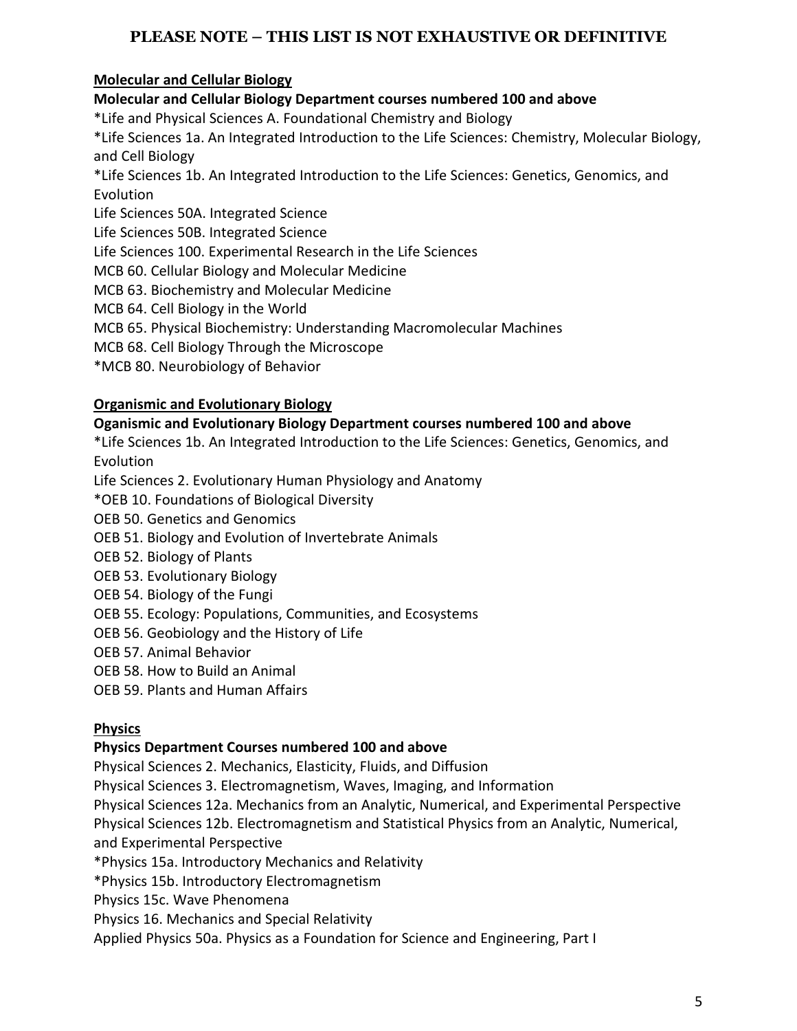**PLEASE NOTE – THIS LIST IS NOT EXHAUSTIVE OR DEFINITIVE**

**Molecular and Cellular Biology**

**Molecular and Cellular Biology Department courses numbered 100 and above**

*Life and Physical Sciences A. Foundational Chemistry and Biology
*Life Sciences 1a. An Integrated Introduction to the Life Sciences: Chemistry, Molecular Biology, and Cell Biology
*Life Sciences 1b. An Integrated Introduction to the Life Sciences: Genetics, Genomics, and Evolution
Life Sciences 50A. Integrated Science
Life Sciences 50B. Integrated Science
Life Sciences 100. Experimental Research in the Life Sciences
MCB 60. Cellular Biology and Molecular Medicine
MCB 63. Biochemistry and Molecular Medicine
MCB 64. Cell Biology in the World
MCB 65. Physical Biochemistry: Understanding Macromolecular Machines
MCB 68. Cell Biology Through the Microscope
*MCB 80. Neurobiology of Behavior

**Organismic and Evolutionary Biology**

**Oganismic and Evolutionary Biology Department courses numbered 100 and above**

*Life Sciences 1b. An Integrated Introduction to the Life Sciences: Genetics, Genomics, and Evolution
Life Sciences 2. Evolutionary Human Physiology and Anatomy
*OEB 10. Foundations of Biological Diversity
OEB 50. Genetics and Genomics
OEB 51. Biology and Evolution of Invertebrate Animals
OEB 52. Biology of Plants
OEB 53. Evolutionary Biology
OEB 54. Biology of the Fungi
OEB 55. Ecology: Populations, Communities, and Ecosystems
OEB 56. Geobiology and the History of Life
OEB 57. Animal Behavior
OEB 58. How to Build an Animal
OEB 59. Plants and Human Affairs

**Physics**

**Physics Department Courses numbered 100 and above**

Physical Sciences 2. Mechanics, Elasticity, Fluids, and Diffusion
Physical Sciences 3. Electromagnetism, Waves, Imaging, and Information
Physical Sciences 12a. Mechanics from an Analytic, Numerical, and Experimental Perspective
Physical Sciences 12b. Electromagnetism and Statistical Physics from an Analytic, Numerical, and Experimental Perspective
*Physics 15a. Introductory Mechanics and Relativity
*Physics 15b. Introductory Electromagnetism
Physics 15c. Wave Phenomena
Physics 16. Mechanics and Special Relativity
Applied Physics 50a. Physics as a Foundation for Science and Engineering, Part I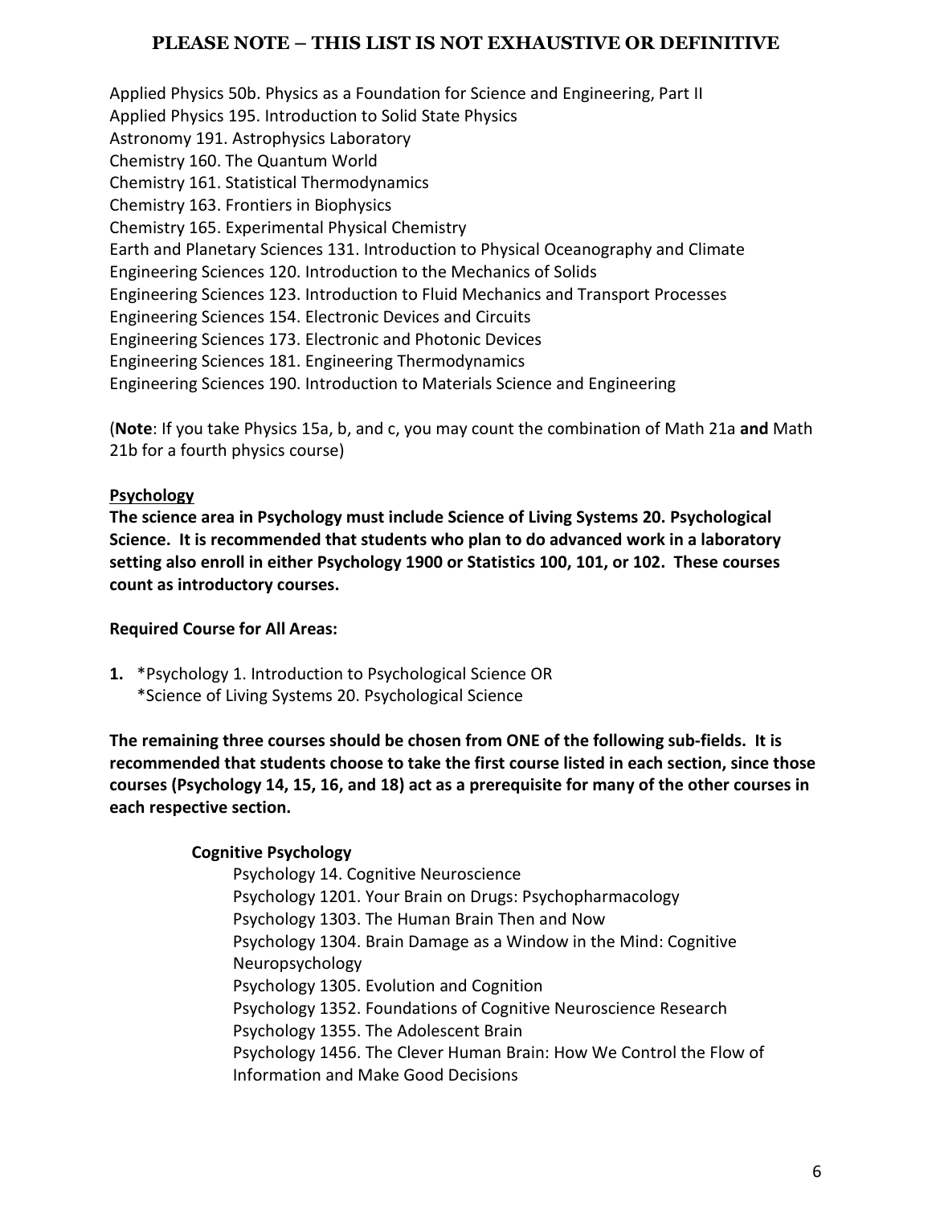**PLEASE NOTE – THIS LIST IS NOT EXHAUSTIVE OR DEFINITIVE**

Applied Physics 50b. Physics as a Foundation for Science and Engineering, Part II
Applied Physics 195. Introduction to Solid State Physics
Astronomy 191. Astrophysics Laboratory
Chemistry 160. The Quantum World
Chemistry 161. Statistical Thermodynamics
Chemistry 163. Frontiers in Biophysics
Chemistry 165. Experimental Physical Chemistry
Earth and Planetary Sciences 131. Introduction to Physical Oceanography and Climate
Engineering Sciences 120. Introduction to the Mechanics of Solids
Engineering Sciences 123. Introduction to Fluid Mechanics and Transport Processes
Engineering Sciences 154. Electronic Devices and Circuits
Engineering Sciences 173. Electronic and Photonic Devices
Engineering Sciences 181. Engineering Thermodynamics
Engineering Sciences 190. Introduction to Materials Science and Engineering

(**Note**: If you take Physics 15a, b, and c, you may count the combination of Math 21a **and** Math 21b for a fourth physics course)

## Psychology

**The science area in Psychology must include Science of Living Systems 20. Psychological Science. It is recommended that students who plan to do advanced work in a laboratory setting also enroll in either Psychology 1900 or Statistics 100, 101, or 102. These courses count as introductory courses.**

**Required Course for All Areas:**

**1.** *Psychology 1. Introduction to Psychological Science OR
*Science of Living Systems 20. Psychological Science

**The remaining three courses should be chosen from ONE of the following sub-fields. It is recommended that students choose to take the first course listed in each section, since those courses (Psychology 14, 15, 16, and 18) act as a prerequisite for many of the other courses in each respective section.**

### Cognitive Psychology

Psychology 14. Cognitive Neuroscience
Psychology 1201. Your Brain on Drugs: Psychopharmacology
Psychology 1303. The Human Brain Then and Now
Psychology 1304. Brain Damage as a Window in the Mind: Cognitive Neuropsychology
Psychology 1305. Evolution and Cognition
Psychology 1352. Foundations of Cognitive Neuroscience Research
Psychology 1355. The Adolescent Brain
Psychology 1456. The Clever Human Brain: How We Control the Flow of Information and Make Good Decisions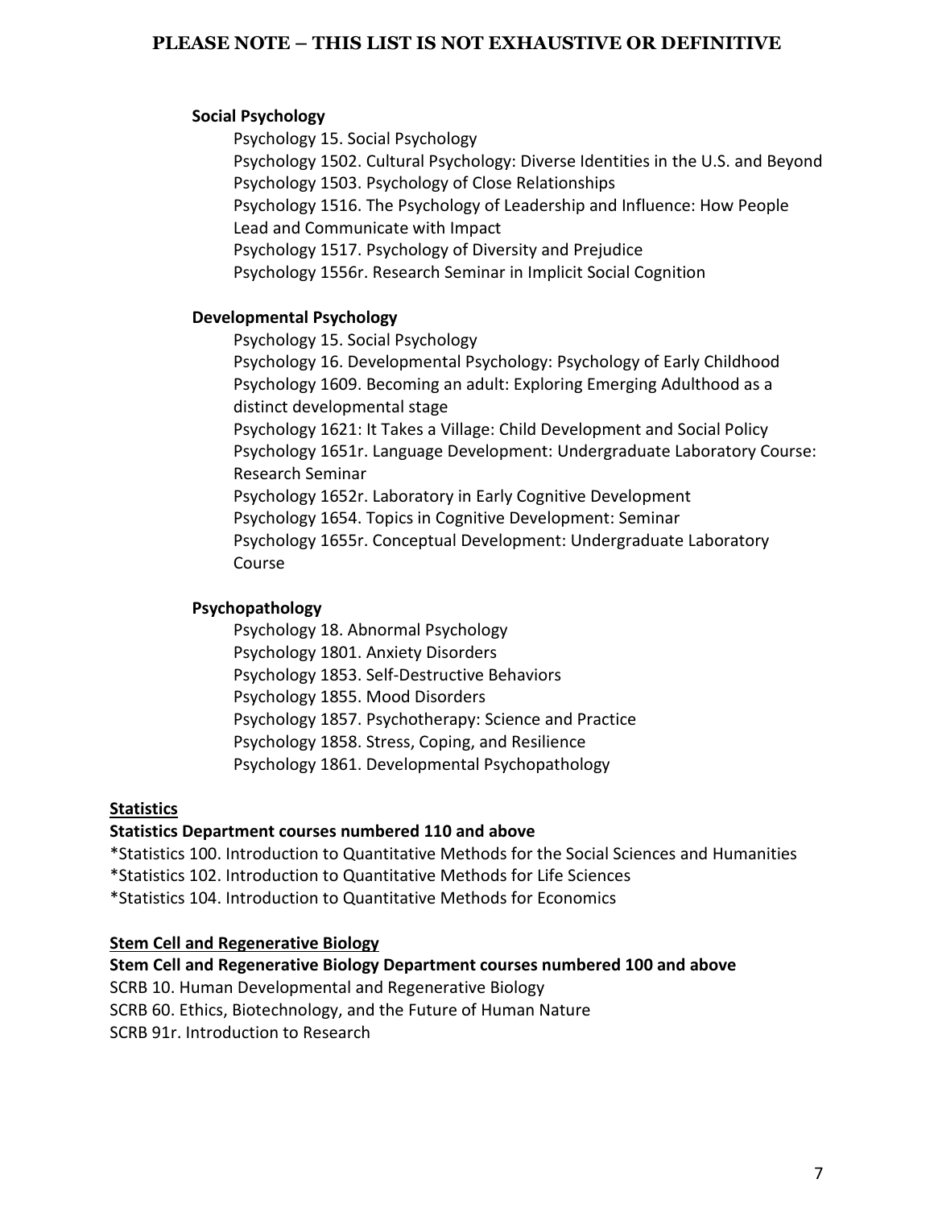**PLEASE NOTE – THIS LIST IS NOT EXHAUSTIVE OR DEFINITIVE**

**Social Psychology**

Psychology 15. Social Psychology
Psychology 1502. Cultural Psychology: Diverse Identities in the U.S. and Beyond
Psychology 1503. Psychology of Close Relationships
Psychology 1516. The Psychology of Leadership and Influence: How People Lead and Communicate with Impact
Psychology 1517. Psychology of Diversity and Prejudice
Psychology 1556r. Research Seminar in Implicit Social Cognition

**Developmental Psychology**

Psychology 15. Social Psychology
Psychology 16. Developmental Psychology: Psychology of Early Childhood
Psychology 1609. Becoming an adult: Exploring Emerging Adulthood as a distinct developmental stage
Psychology 1621: It Takes a Village: Child Development and Social Policy
Psychology 1651r. Language Development: Undergraduate Laboratory Course: Research Seminar
Psychology 1652r. Laboratory in Early Cognitive Development
Psychology 1654. Topics in Cognitive Development: Seminar
Psychology 1655r. Conceptual Development: Undergraduate Laboratory Course

**Psychopathology**

Psychology 18. Abnormal Psychology
Psychology 1801. Anxiety Disorders
Psychology 1853. Self-Destructive Behaviors
Psychology 1855. Mood Disorders
Psychology 1857. Psychotherapy: Science and Practice
Psychology 1858. Stress, Coping, and Resilience
Psychology 1861. Developmental Psychopathology

## Statistics

**Statistics Department courses numbered 110 and above**

*Statistics 100. Introduction to Quantitative Methods for the Social Sciences and Humanities
*Statistics 102. Introduction to Quantitative Methods for Life Sciences
*Statistics 104. Introduction to Quantitative Methods for Economics

## Stem Cell and Regenerative Biology

**Stem Cell and Regenerative Biology Department courses numbered 100 and above**

SCRB 10. Human Developmental and Regenerative Biology
SCRB 60. Ethics, Biotechnology, and the Future of Human Nature
SCRB 91r. Introduction to Research